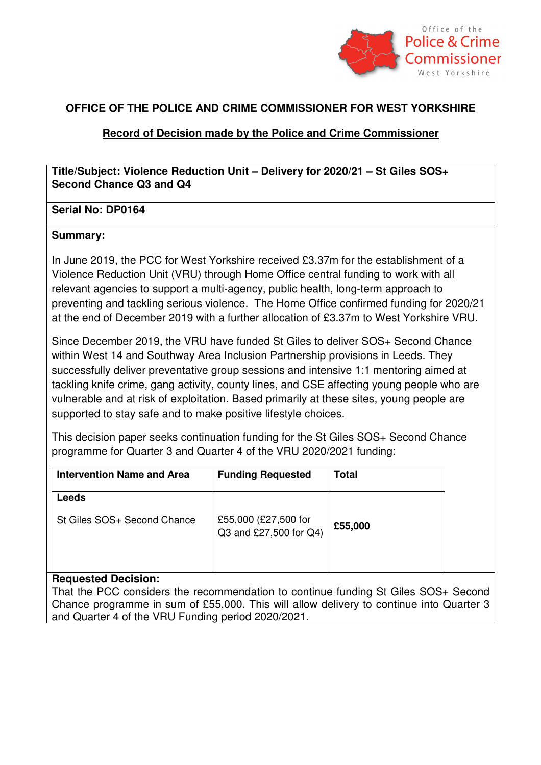Office of the Police & Crime Commissioner West Yorkshire

# OFFICE OF THE POLICE AND CRIME COMMISSIONER FOR WEST YORKSHIRE

## Record of Decision made by the Police and Crime Commissioner

**Title/Subject: Violence Reduction Unit – Delivery for 2020/21 – St Giles SOS+ Second Chance Q3 and Q4**

**Serial No: DP0164**

**Summary:**

In June 2019, the PCC for West Yorkshire received £3.37m for the establishment of a Violence Reduction Unit (VRU) through Home Office central funding to work with all relevant agencies to support a multi-agency, public health, long-term approach to preventing and tackling serious violence. The Home Office confirmed funding for 2020/21 at the end of December 2019 with a further allocation of £3.37m to West Yorkshire VRU.

Since December 2019, the VRU have funded St Giles to deliver SOS+ Second Chance within West 14 and Southway Area Inclusion Partnership provisions in Leeds. They successfully deliver preventative group sessions and intensive 1:1 mentoring aimed at tackling knife crime, gang activity, county lines, and CSE affecting young people who are vulnerable and at risk of exploitation. Based primarily at these sites, young people are supported to stay safe and to make positive lifestyle choices.

This decision paper seeks continuation funding for the St Giles SOS+ Second Chance programme for Quarter 3 and Quarter 4 of the VRU 2020/2021 funding:

| Intervention Name and Area | Funding Requested | Total |
|---|---|---|
| **Leeds**<br>St Giles SOS+ Second Chance | £55,000 (£27,500 for Q3 and £27,500 for Q4) | **£55,000** |

**Requested Decision:**
That the PCC considers the recommendation to continue funding St Giles SOS+ Second Chance programme in sum of £55,000. This will allow delivery to continue into Quarter 3 and Quarter 4 of the VRU Funding period 2020/2021.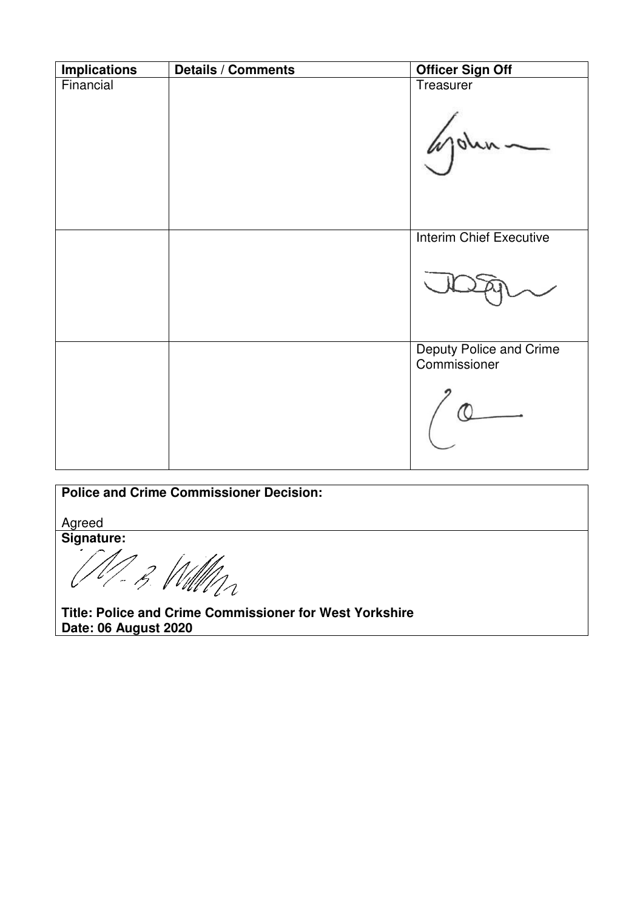| Implications | Details / Comments | Officer Sign Off |
| --- | --- | --- |
| Financial | | Treasurer |
| | | Interim Chief Executive |
| | | Deputy Police and Crime Commissioner |

| |
| --- |
| **Police and Crime Commissioner Decision:**<br><br>Agreed |
| **Signature:**<br><br>**Title: Police and Crime Commissioner for West Yorkshire**<br>**Date: 06 August 2020** |